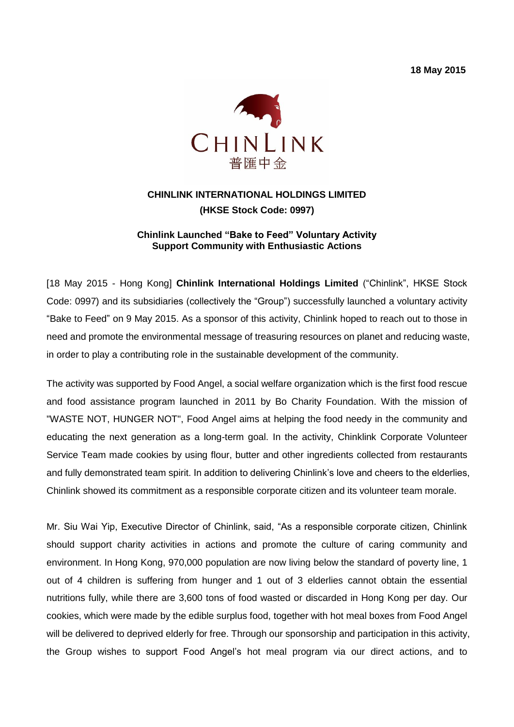**18 May 2015**

CHINLINK

普匯中金

# CHINLINK INTERNATIONAL HOLDINGS LIMITED

**(HKSE Stock Code: 0997)**

## Chinlink Launched "Bake to Feed" Voluntary Activity Support Community with Enthusiastic Actions

[18 May 2015 - Hong Kong] **Chinlink International Holdings Limited** ("Chinlink", HKSE Stock Code: 0997) and its subsidiaries (collectively the "Group") successfully launched a voluntary activity "Bake to Feed" on 9 May 2015. As a sponsor of this activity, Chinlink hoped to reach out to those in need and promote the environmental message of treasuring resources on planet and reducing waste, in order to play a contributing role in the sustainable development of the community.

The activity was supported by Food Angel, a social welfare organization which is the first food rescue and food assistance program launched in 2011 by Bo Charity Foundation. With the mission of "WASTE NOT, HUNGER NOT", Food Angel aims at helping the food needy in the community and educating the next generation as a long-term goal. In the activity, Chinklink Corporate Volunteer Service Team made cookies by using flour, butter and other ingredients collected from restaurants and fully demonstrated team spirit. In addition to delivering Chinlink's love and cheers to the elderlies, Chinlink showed its commitment as a responsible corporate citizen and its volunteer team morale.

Mr. Siu Wai Yip, Executive Director of Chinlink, said, "As a responsible corporate citizen, Chinlink should support charity activities in actions and promote the culture of caring community and environment. In Hong Kong, 970,000 population are now living below the standard of poverty line, 1 out of 4 children is suffering from hunger and 1 out of 3 elderlies cannot obtain the essential nutritions fully, while there are 3,600 tons of food wasted or discarded in Hong Kong per day. Our cookies, which were made by the edible surplus food, together with hot meal boxes from Food Angel will be delivered to deprived elderly for free. Through our sponsorship and participation in this activity, the Group wishes to support Food Angel's hot meal program via our direct actions, and to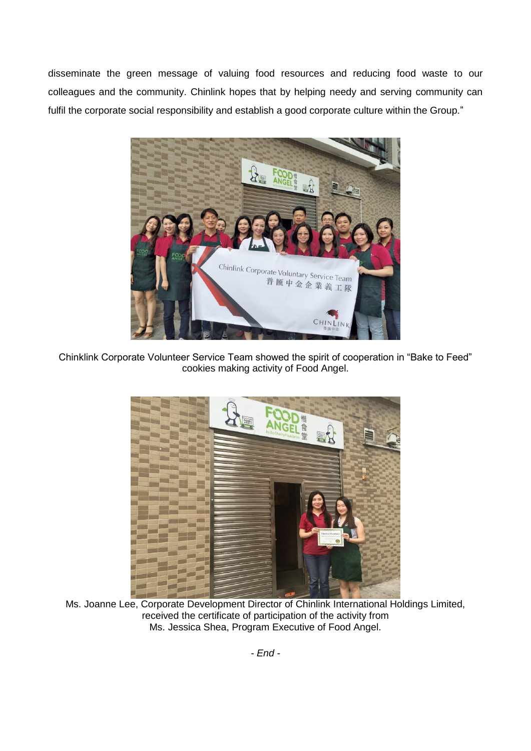disseminate the green message of valuing food resources and reducing food waste to our colleagues and the community. Chinlink hopes that by helping needy and serving community can fulfil the corporate social responsibility and establish a good corporate culture within the Group."

Chinklink Corporate Volunteer Service Team showed the spirit of cooperation in "Bake to Feed" cookies making activity of Food Angel.

Ms. Joanne Lee, Corporate Development Director of Chinlink International Holdings Limited, received the certificate of participation of the activity from Ms. Jessica Shea, Program Executive of Food Angel.

*- End -*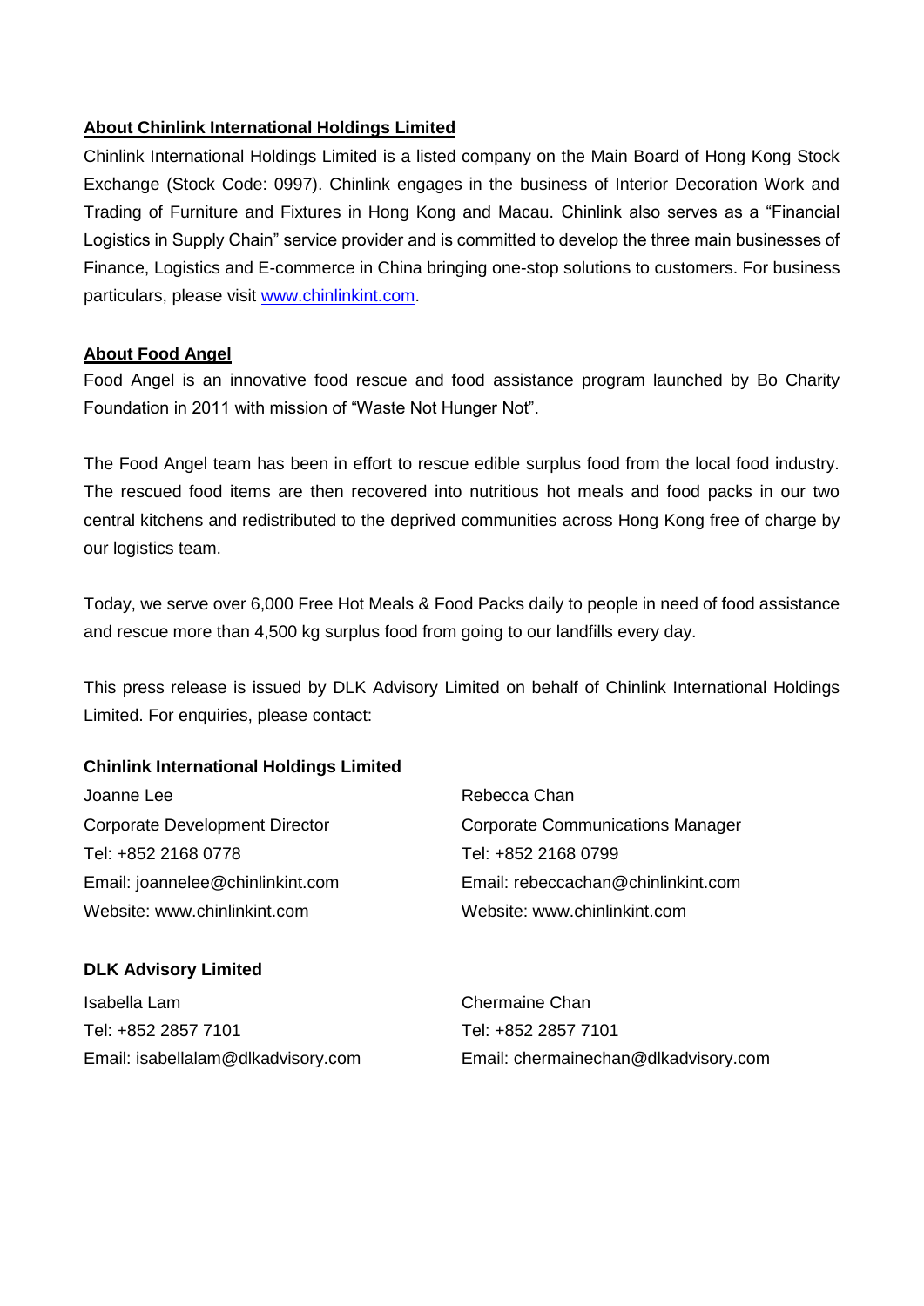**About Chinlink International Holdings Limited**

Chinlink International Holdings Limited is a listed company on the Main Board of Hong Kong Stock Exchange (Stock Code: 0997). Chinlink engages in the business of Interior Decoration Work and Trading of Furniture and Fixtures in Hong Kong and Macau. Chinlink also serves as a "Financial Logistics in Supply Chain" service provider and is committed to develop the three main businesses of Finance, Logistics and E-commerce in China bringing one-stop solutions to customers. For business particulars, please visit www.chinlinkint.com.

**About Food Angel**

Food Angel is an innovative food rescue and food assistance program launched by Bo Charity Foundation in 2011 with mission of "Waste Not Hunger Not".

The Food Angel team has been in effort to rescue edible surplus food from the local food industry. The rescued food items are then recovered into nutritious hot meals and food packs in our two central kitchens and redistributed to the deprived communities across Hong Kong free of charge by our logistics team.

Today, we serve over 6,000 Free Hot Meals & Food Packs daily to people in need of food assistance and rescue more than 4,500 kg surplus food from going to our landfills every day.

This press release is issued by DLK Advisory Limited on behalf of Chinlink International Holdings Limited. For enquiries, please contact:

**Chinlink International Holdings Limited**

Joanne Lee
Corporate Development Director
Tel: +852 2168 0778
Email: joannelee@chinlinkint.com
Website: www.chinlinkint.com

Rebecca Chan
Corporate Communications Manager
Tel: +852 2168 0799
Email: rebeccachan@chinlinkint.com
Website: www.chinlinkint.com

**DLK Advisory Limited**

Isabella Lam
Tel: +852 2857 7101
Email: isabellalam@dlkadvisory.com

Chermaine Chan
Tel: +852 2857 7101
Email: chermainechan@dlkadvisory.com